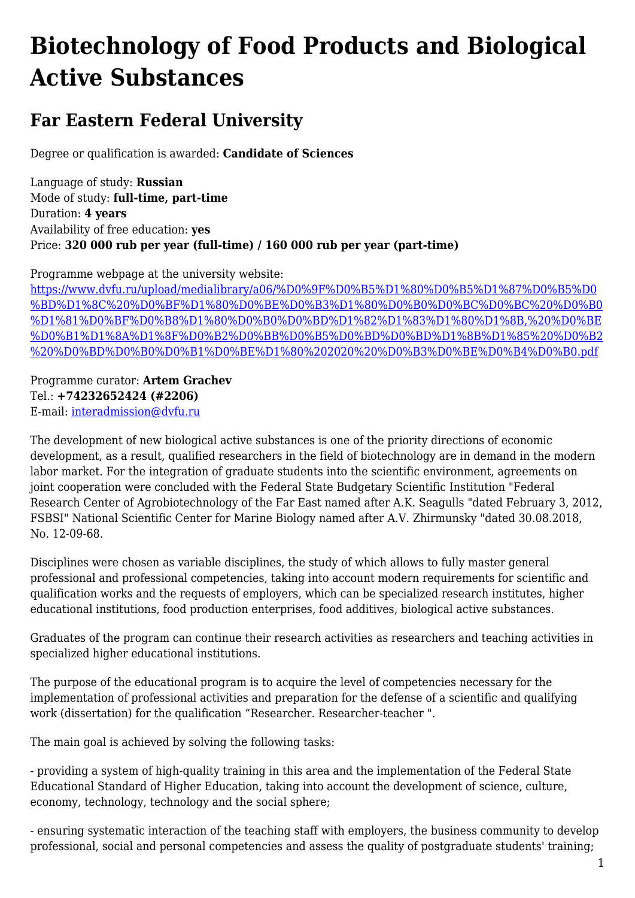# Biotechnology of Food Products and Biological Active Substances

## Far Eastern Federal University

Degree or qualification is awarded: **Candidate of Sciences**

Language of study: **Russian**
Mode of study: **full-time, part-time**
Duration: **4 years**
Availability of free education: **yes**
Price: **320 000 rub per year (full-time) / 160 000 rub per year (part-time)**

Programme webpage at the university website:
[https://www.dvfu.ru/upload/medialibrary/a06/%D0%9F%D0%B5%D1%80%D0%B5%D1%87%D0%B5%D0%BD%D1%8C%20%D0%BF%D1%80%D0%BE%D0%B3%D1%80%D0%B0%D0%BC%D0%BC%20%D0%B0%D1%81%D0%BF%D0%B8%D1%80%D0%B0%D0%BD%D1%82%D1%83%D1%80%D1%8B,%20%D0%BE%D0%B1%D1%8A%D1%8F%D0%B2%D0%BB%D0%B5%D0%BD%D0%BD%D1%8B%D1%85%20%D0%B2%20%D0%BD%D0%B0%D0%B1%D0%BE%D1%80%202020%20%D0%B3%D0%BE%D0%B4%D0%B0.pdf](https://www.dvfu.ru/upload/medialibrary/a06/%D0%9F%D0%B5%D1%80%D0%B5%D1%87%D0%B5%D0%BD%D1%8C%20%D0%BF%D1%80%D0%BE%D0%B3%D1%80%D0%B0%D0%BC%D0%BC%20%D0%B0%D1%81%D0%BF%D0%B8%D1%80%D0%B0%D0%BD%D1%82%D1%83%D1%80%D1%8B,%20%D0%BE%D0%B1%D1%8A%D1%8F%D0%B2%D0%BB%D0%B5%D0%BD%D0%BD%D1%8B%D1%85%20%D0%B2%20%D0%BD%D0%B0%D0%B1%D0%BE%D1%80%202020%20%D0%B3%D0%BE%D0%B4%D0%B0.pdf)

Programme curator: **Artem Grachev**
Tel.: **+74232652424 (#2206)**
E-mail: [interadmission@dvfu.ru](mailto:interadmission@dvfu.ru)

The development of new biological active substances is one of the priority directions of economic development, as a result, qualified researchers in the field of biotechnology are in demand in the modern labor market. For the integration of graduate students into the scientific environment, agreements on joint cooperation were concluded with the Federal State Budgetary Scientific Institution "Federal Research Center of Agrobiotechnology of the Far East named after A.K. Seagulls "dated February 3, 2012, FSBSI" National Scientific Center for Marine Biology named after A.V. Zhirmunsky "dated 30.08.2018, No. 12-09-68.

Disciplines were chosen as variable disciplines, the study of which allows to fully master general professional and professional competencies, taking into account modern requirements for scientific and qualification works and the requests of employers, which can be specialized research institutes, higher educational institutions, food production enterprises, food additives, biological active substances.

Graduates of the program can continue their research activities as researchers and teaching activities in specialized higher educational institutions.

The purpose of the educational program is to acquire the level of competencies necessary for the implementation of professional activities and preparation for the defense of a scientific and qualifying work (dissertation) for the qualification "Researcher. Researcher-teacher ".

The main goal is achieved by solving the following tasks:

- providing a system of high-quality training in this area and the implementation of the Federal State Educational Standard of Higher Education, taking into account the development of science, culture, economy, technology, technology and the social sphere;

- ensuring systematic interaction of the teaching staff with employers, the business community to develop professional, social and personal competencies and assess the quality of postgraduate students' training;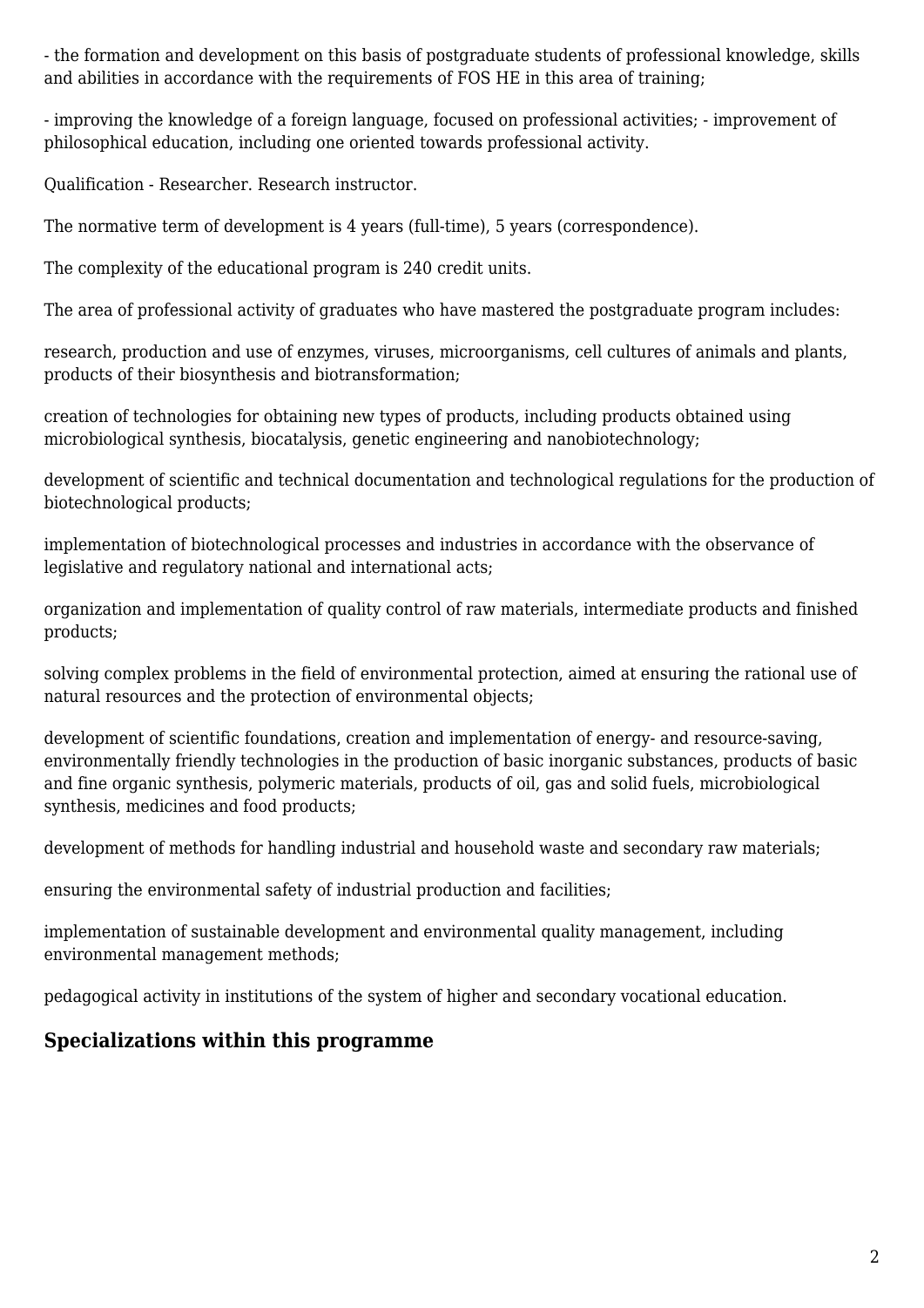- the formation and development on this basis of postgraduate students of professional knowledge, skills and abilities in accordance with the requirements of FOS HE in this area of training;

- improving the knowledge of a foreign language, focused on professional activities; - improvement of philosophical education, including one oriented towards professional activity.

Qualification - Researcher. Research instructor.

The normative term of development is 4 years (full-time), 5 years (correspondence).

The complexity of the educational program is 240 credit units.

The area of professional activity of graduates who have mastered the postgraduate program includes:

research, production and use of enzymes, viruses, microorganisms, cell cultures of animals and plants, products of their biosynthesis and biotransformation;

creation of technologies for obtaining new types of products, including products obtained using microbiological synthesis, biocatalysis, genetic engineering and nanobiotechnology;

development of scientific and technical documentation and technological regulations for the production of biotechnological products;

implementation of biotechnological processes and industries in accordance with the observance of legislative and regulatory national and international acts;

organization and implementation of quality control of raw materials, intermediate products and finished products;

solving complex problems in the field of environmental protection, aimed at ensuring the rational use of natural resources and the protection of environmental objects;

development of scientific foundations, creation and implementation of energy- and resource-saving, environmentally friendly technologies in the production of basic inorganic substances, products of basic and fine organic synthesis, polymeric materials, products of oil, gas and solid fuels, microbiological synthesis, medicines and food products;

development of methods for handling industrial and household waste and secondary raw materials;

ensuring the environmental safety of industrial production and facilities;

implementation of sustainable development and environmental quality management, including environmental management methods;

pedagogical activity in institutions of the system of higher and secondary vocational education.

## Specializations within this programme